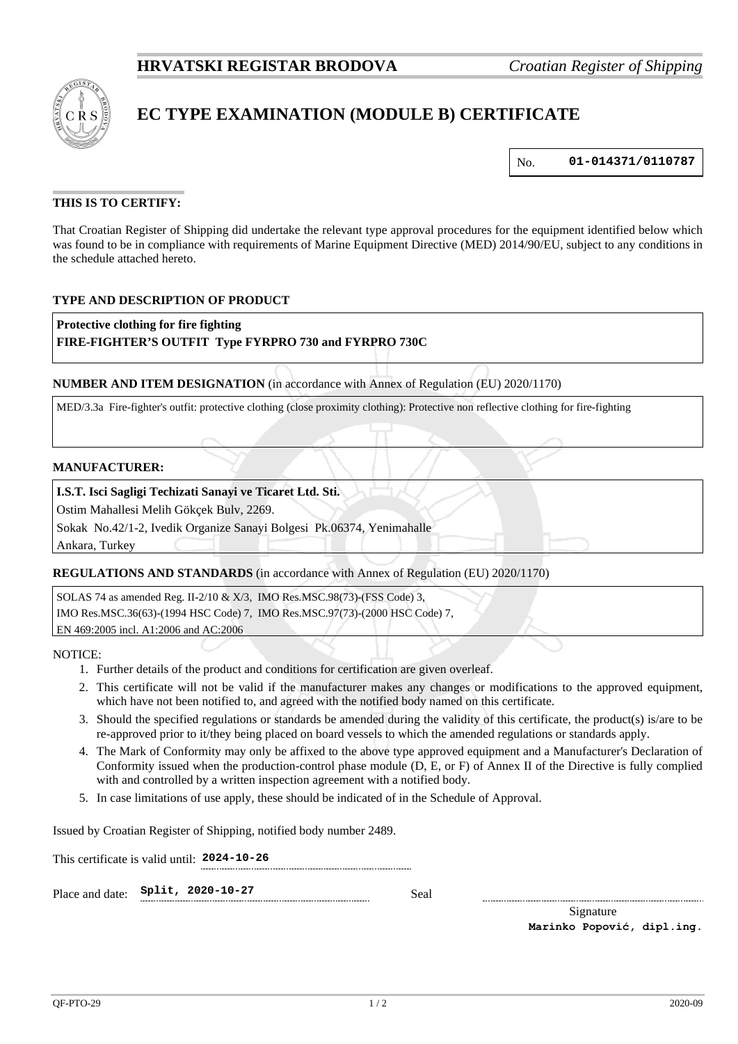**HRVATSKI REGISTAR BRODOVA** *Croatian Register of Shipping*

# EC TYPE EXAMINATION (MODULE B) CERTIFICATE

No. **01-014371/0110787**

**THIS IS TO CERTIFY:**

That Croatian Register of Shipping did undertake the relevant type approval procedures for the equipment identified below which was found to be in compliance with requirements of Marine Equipment Directive (MED) 2014/90/EU, subject to any conditions in the schedule attached hereto.

**TYPE AND DESCRIPTION OF PRODUCT**

**Protective clothing for fire fighting**
**FIRE-FIGHTER'S OUTFIT Type FYRPRO 730 and FYRPRO 730C**

**NUMBER AND ITEM DESIGNATION** (in accordance with Annex of Regulation (EU) 2020/1170)

MED/3.3a Fire-fighter's outfit: protective clothing (close proximity clothing): Protective non reflective clothing for fire-fighting

**MANUFACTURER:**

**I.S.T. Isci Sagligi Techizati Sanayi ve Ticaret Ltd. Sti.**
Ostim Mahallesi Melih Gökçek Bulv, 2269.
Sokak No.42/1-2, Ivedik Organize Sanayi Bolgesi Pk.06374, Yenimahalle
Ankara, Turkey

**REGULATIONS AND STANDARDS** (in accordance with Annex of Regulation (EU) 2020/1170)

SOLAS 74 as amended Reg. II-2/10 & X/3, IMO Res.MSC.98(73)-(FSS Code) 3,
IMO Res.MSC.36(63)-(1994 HSC Code) 7, IMO Res.MSC.97(73)-(2000 HSC Code) 7,
EN 469:2005 incl. A1:2006 and AC:2006

NOTICE:

1. Further details of the product and conditions for certification are given overleaf.
2. This certificate will not be valid if the manufacturer makes any changes or modifications to the approved equipment, which have not been notified to, and agreed with the notified body named on this certificate.
3. Should the specified regulations or standards be amended during the validity of this certificate, the product(s) is/are to be re-approved prior to it/they being placed on board vessels to which the amended regulations or standards apply.
4. The Mark of Conformity may only be affixed to the above type approved equipment and a Manufacturer's Declaration of Conformity issued when the production-control phase module (D, E, or F) of Annex II of the Directive is fully complied with and controlled by a written inspection agreement with a notified body.
5. In case limitations of use apply, these should be indicated of in the Schedule of Approval.

Issued by Croatian Register of Shipping, notified body number 2489.

This certificate is valid until: **2024-10-26**

Place and date: **Split, 2020-10-27**

Seal

Signature
**Marinko Popović, dipl.ing.**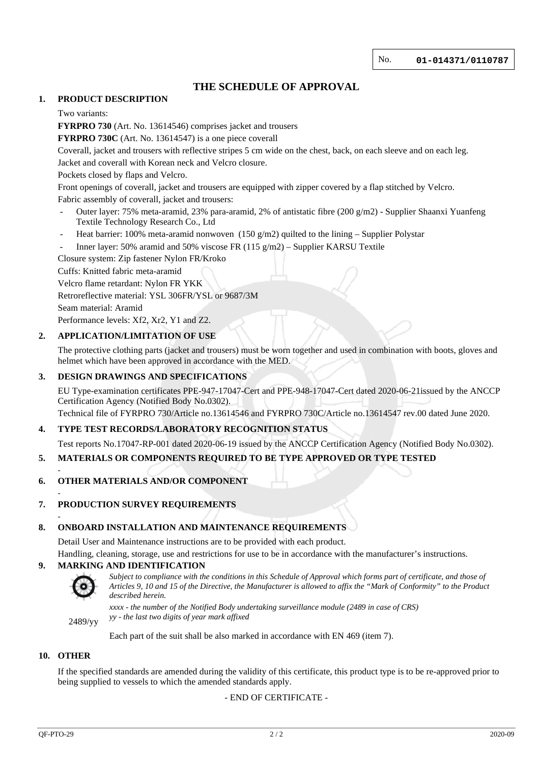No. **01-014371/0110787**

# THE SCHEDULE OF APPROVAL

## 1. PRODUCT DESCRIPTION

Two variants:

**FYRPRO 730** (Art. No. 13614546) comprises jacket and trousers

**FYRPRO 730C** (Art. No. 13614547) is a one piece coverall

Coverall, jacket and trousers with reflective stripes 5 cm wide on the chest, back, on each sleeve and on each leg.

Jacket and coverall with Korean neck and Velcro closure.

Pockets closed by flaps and Velcro.

Front openings of coverall, jacket and trousers are equipped with zipper covered by a flap stitched by Velcro.

Fabric assembly of coverall, jacket and trousers:

- Outer layer: 75% meta-aramid, 23% para-aramid, 2% of antistatic fibre (200 g/m2) - Supplier Shaanxi Yuanfeng Textile Technology Research Co., Ltd
- Heat barrier: 100% meta-aramid nonwoven (150 g/m2) quilted to the lining – Supplier Polystar
- Inner layer: 50% aramid and 50% viscose FR (115 g/m2) – Supplier KARSU Textile

Closure system: Zip fastener Nylon FR/Kroko

Cuffs: Knitted fabric meta-aramid

Velcro flame retardant: Nylon FR YKK

Retroreflective material: YSL 306FR/YSL or 9687/3M

Seam material: Aramid

Performance levels: Xf2, Xr2, Y1 and Z2.

## 2. APPLICATION/LIMITATION OF USE

The protective clothing parts (jacket and trousers) must be worn together and used in combination with boots, gloves and helmet which have been approved in accordance with the MED.

## 3. DESIGN DRAWINGS AND SPECIFICATIONS

EU Type-examination certificates PPE-947-17047-Cert and PPE-948-17047-Cert dated 2020-06-21issued by the ANCCP Certification Agency (Notified Body No.0302).

Technical file of FYRPRO 730/Article no.13614546 and FYRPRO 730C/Article no.13614547 rev.00 dated June 2020.

## 4. TYPE TEST RECORDS/LABORATORY RECOGNITION STATUS

Test reports No.17047-RP-001 dated 2020-06-19 issued by the ANCCP Certification Agency (Notified Body No.0302).

## 5. MATERIALS OR COMPONENTS REQUIRED TO BE TYPE APPROVED OR TYPE TESTED

-

## 6. OTHER MATERIALS AND/OR COMPONENT

-

## 7. PRODUCTION SURVEY REQUIREMENTS

-

## 8. ONBOARD INSTALLATION AND MAINTENANCE REQUIREMENTS

Detail User and Maintenance instructions are to be provided with each product.

Handling, cleaning, storage, use and restrictions for use to be in accordance with the manufacturer's instructions.

## 9. MARKING AND IDENTIFICATION

*Subject to compliance with the conditions in this Schedule of Approval which forms part of certificate, and those of Articles 9, 10 and 15 of the Directive, the Manufacturer is allowed to affix the "Mark of Conformity" to the Product described herein.*

*xxxx - the number of the Notified Body undertaking surveillance module (2489 in case of CRS)*

*yy - the last two digits of year mark affixed*

2489/yy

Each part of the suit shall be also marked in accordance with EN 469 (item 7).

## 10. OTHER

If the specified standards are amended during the validity of this certificate, this product type is to be re-approved prior to being supplied to vessels to which the amended standards apply.

- END OF CERTIFICATE -